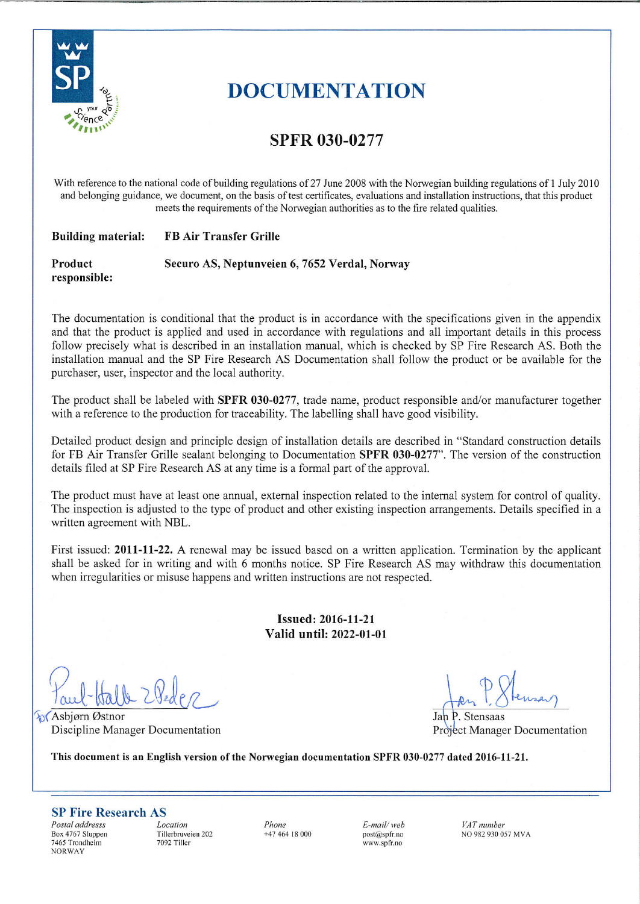# DOCUMENTATION

## SPFR 030-0277

With reference to the national code of building regulations of 27 June 2008 with the Norwegian building regulations of 1 July 2010 and belonging guidance, we document, on the basis of test certificates, evaluations and installation instructions, that this product meets the requirements of the Norwegian authorities as to the fire related qualities.

**Building material:** **FB Air Transfer Grille**

**Product responsible:** **Securo AS, Neptunveien 6, 7652 Verdal, Norway**

The documentation is conditional that the product is in accordance with the specifications given in the appendix and that the product is applied and used in accordance with regulations and all important details in this process follow precisely what is described in an installation manual, which is checked by SP Fire Research AS. Both the installation manual and the SP Fire Research AS Documentation shall follow the product or be available for the purchaser, user, inspector and the local authority.

The product shall be labeled with **SPFR 030-0277**, trade name, product responsible and/or manufacturer together with a reference to the production for traceability. The labelling shall have good visibility.

Detailed product design and principle design of installation details are described in "Standard construction details for FB Air Transfer Grille sealant belonging to Documentation **SPFR 030-0277**". The version of the construction details filed at SP Fire Research AS at any time is a formal part of the approval.

The product must have at least one annual, external inspection related to the internal system for control of quality. The inspection is adjusted to the type of product and other existing inspection arrangements. Details specified in a written agreement with NBL.

First issued: **2011-11-22.** A renewal may be issued based on a written application. Termination by the applicant shall be asked for in writing and with 6 months notice. SP Fire Research AS may withdraw this documentation when irregularities or misuse happens and written instructions are not respected.

**Issued: 2016-11-21**
**Valid until: 2022-01-01**

for Asbjørn Østnor
Discipline Manager Documentation

Jan P. Stensaas
Project Manager Documentation

**This document is an English version of the Norwegian documentation SPFR 030-0277 dated 2016-11-21.**

**SP Fire Research AS**

| Postal address | Location | Phone | E-mail/ web | VAT number |
|---|---|---|---|---|
| Box 4767 Sluppen<br>7465 Trondheim<br>NORWAY | Tillerbruveien 202<br>7092 Tiller | +47 464 18 000 | post@spfr.no<br>www.spfr.no | NO 982 930 057 MVA |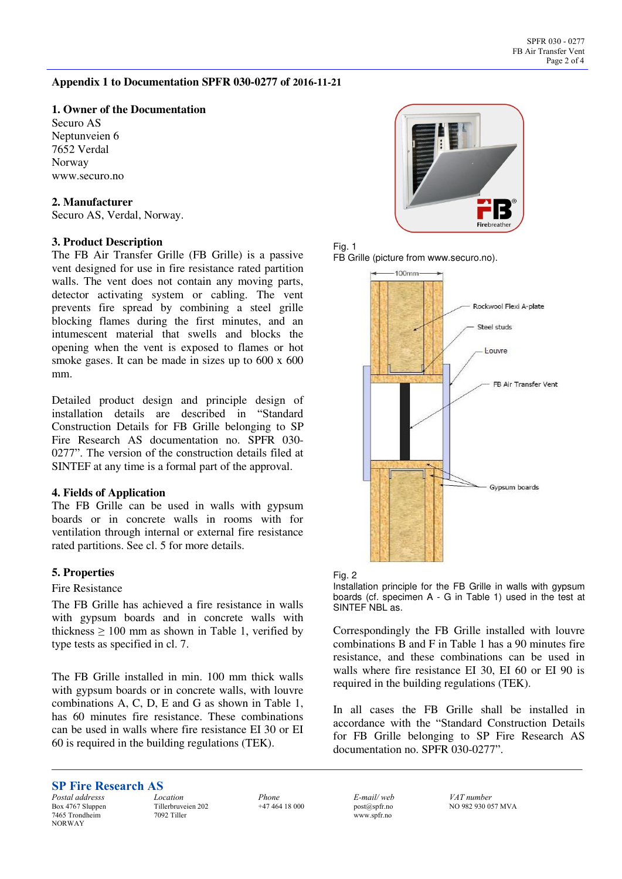## Appendix 1 to Documentation SPFR 030-0277 of 2016-11-21

### 1. Owner of the Documentation

Securo AS
Neptunveien 6
7652 Verdal
Norway
www.securo.no

### 2. Manufacturer

Securo AS, Verdal, Norway.

### 3. Product Description

The FB Air Transfer Grille (FB Grille) is a passive vent designed for use in fire resistance rated partition walls. The vent does not contain any moving parts, detector activating system or cabling. The vent prevents fire spread by combining a steel grille blocking flames during the first minutes, and an intumescent material that swells and blocks the opening when the vent is exposed to flames or hot smoke gases. It can be made in sizes up to 600 x 600 mm.

Detailed product design and principle design of installation details are described in "Standard Construction Details for FB Grille belonging to SP Fire Research AS documentation no. SPFR 030-0277". The version of the construction details filed at SINTEF at any time is a formal part of the approval.

### 4. Fields of Application

The FB Grille can be used in walls with gypsum boards or in concrete walls in rooms with for ventilation through internal or external fire resistance rated partitions. See cl. 5 for more details.

### 5. Properties

Fire Resistance

The FB Grille has achieved a fire resistance in walls with gypsum boards and in concrete walls with thickness ≥ 100 mm as shown in Table 1, verified by type tests as specified in cl. 7.

The FB Grille installed in min. 100 mm thick walls with gypsum boards or in concrete walls, with louvre combinations A, C, D, E and G as shown in Table 1, has 60 minutes fire resistance. These combinations can be used in walls where fire resistance EI 30 or EI 60 is required in the building regulations (TEK).

Fig. 1
FB Grille (picture from www.securo.no).

Fig. 2
Installation principle for the FB Grille in walls with gypsum boards (cf. specimen A - G in Table 1) used in the test at SINTEF NBL as.

Correspondingly the FB Grille installed with louvre combinations B and F in Table 1 has a 90 minutes fire resistance, and these combinations can be used in walls where fire resistance EI 30, EI 60 or EI 90 is required in the building regulations (TEK).

In all cases the FB Grille shall be installed in accordance with the "Standard Construction Details for FB Grille belonging to SP Fire Research AS documentation no. SPFR 030-0277".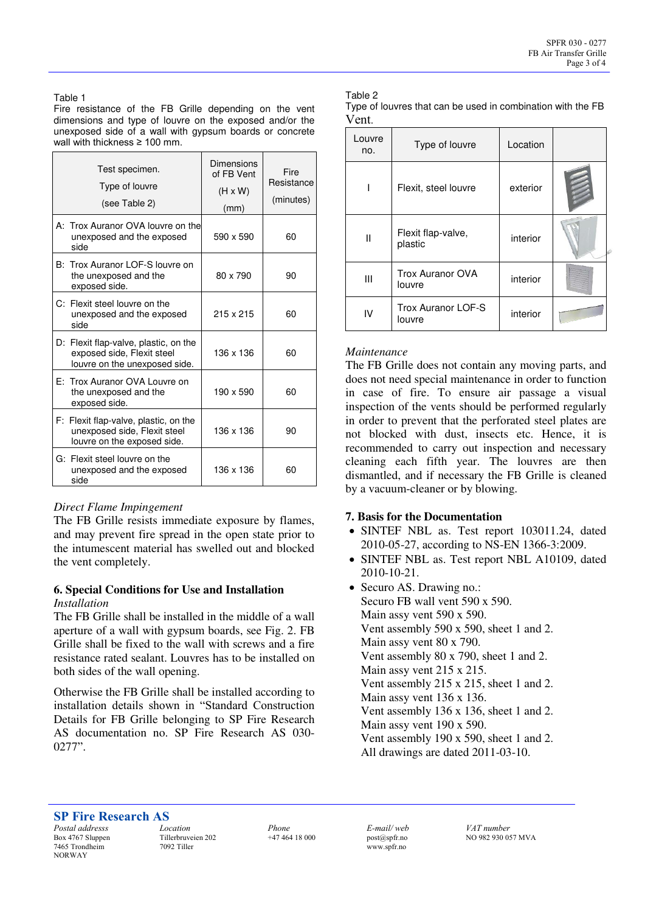Table 1
Fire resistance of the FB Grille depending on the vent dimensions and type of louvre on the exposed and/or the unexposed side of a wall with gypsum boards or concrete wall with thickness ≥ 100 mm.

| Test specimen. Type of louvre (see Table 2) | Dimensions of FB Vent (H x W) (mm) | Fire Resistance (minutes) |
|---|---|---|
| A: Trox Auranor OVA louvre on the unexposed and the exposed side | 590 x 590 | 60 |
| B: Trox Auranor LOF-S louvre on the unexposed and the exposed side. | 80 x 790 | 90 |
| C: Flexit steel louvre on the unexposed and the exposed side | 215 x 215 | 60 |
| D: Flexit flap-valve, plastic, on the exposed side, Flexit steel louvre on the unexposed side. | 136 x 136 | 60 |
| E: Trox Auranor OVA Louvre on the unexposed and the exposed side. | 190 x 590 | 60 |
| F: Flexit flap-valve, plastic, on the unexposed side, Flexit steel louvre on the exposed side. | 136 x 136 | 90 |
| G: Flexit steel louvre on the unexposed and the exposed side | 136 x 136 | 60 |

*Direct Flame Impingement*

The FB Grille resists immediate exposure by flames, and may prevent fire spread in the open state prior to the intumescent material has swelled out and blocked the vent completely.

### 6. Special Conditions for Use and Installation

*Installation*

The FB Grille shall be installed in the middle of a wall aperture of a wall with gypsum boards, see Fig. 2. FB Grille shall be fixed to the wall with screws and a fire resistance rated sealant. Louvres has to be installed on both sides of the wall opening.

Otherwise the FB Grille shall be installed according to installation details shown in "Standard Construction Details for FB Grille belonging to SP Fire Research AS documentation no. SP Fire Research AS 030-0277".

Table 2
Type of louvres that can be used in combination with the FB Vent.

| Louvre no. | Type of louvre | Location | |
|---|---|---|---|
| I | Flexit, steel louvre | exterior | |
| II | Flexit flap-valve, plastic | interior | |
| III | Trox Auranor OVA louvre | interior | |
| IV | Trox Auranor LOF-S louvre | interior | |

*Maintenance*

The FB Grille does not contain any moving parts, and does not need special maintenance in order to function in case of fire. To ensure air passage a visual inspection of the vents should be performed regularly in order to prevent that the perforated steel plates are not blocked with dust, insects etc. Hence, it is recommended to carry out inspection and necessary cleaning each fifth year. The louvres are then dismantled, and if necessary the FB Grille is cleaned by a vacuum-cleaner or by blowing.

### 7. Basis for the Documentation

- SINTEF NBL as. Test report 103011.24, dated 2010-05-27, according to NS-EN 1366-3:2009.
- SINTEF NBL as. Test report NBL A10109, dated 2010-10-21.
- Securo AS. Drawing no.:
  Securo FB wall vent 590 x 590.
  Main assy vent 590 x 590.
  Vent assembly 590 x 590, sheet 1 and 2.
  Main assy vent 80 x 790.
  Vent assembly 80 x 790, sheet 1 and 2.
  Main assy vent 215 x 215.
  Vent assembly 215 x 215, sheet 1 and 2.
  Main assy vent 136 x 136.
  Vent assembly 136 x 136, sheet 1 and 2.
  Main assy vent 190 x 590.
  Vent assembly 190 x 590, sheet 1 and 2.
  All drawings are dated 2011-03-10.

**SP Fire Research AS**

| *Postal address* | *Location* | *Phone* | *E-mail/ web* | *VAT number* |
|---|---|---|---|---|
| Box 4767 Sluppen 7465 Trondheim NORWAY | Tillerbruveien 202 7092 Tiller | +47 464 18 000 | post@spfr.no www.spfr.no | NO 982 930 057 MVA |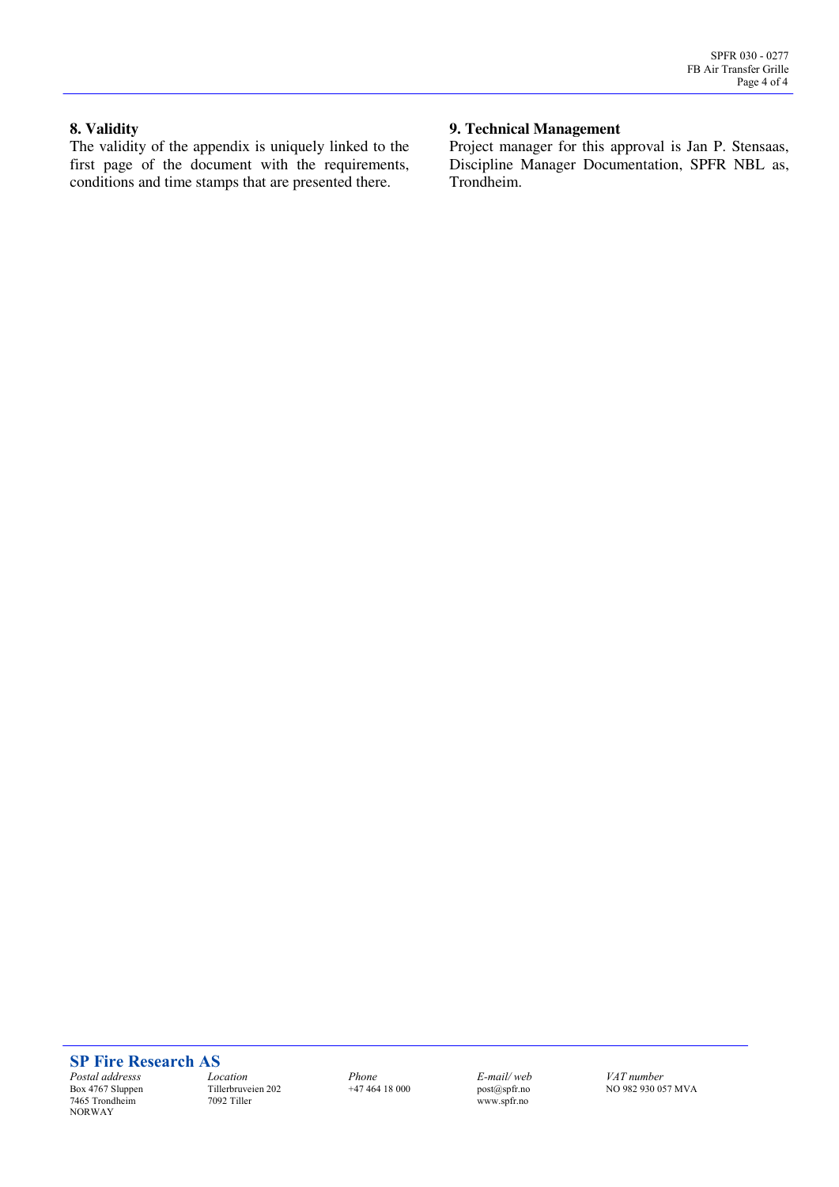## 8. Validity

The validity of the appendix is uniquely linked to the first page of the document with the requirements, conditions and time stamps that are presented there.

## 9. Technical Management

Project manager for this approval is Jan P. Stensaas, Discipline Manager Documentation, SPFR NBL as, Trondheim.